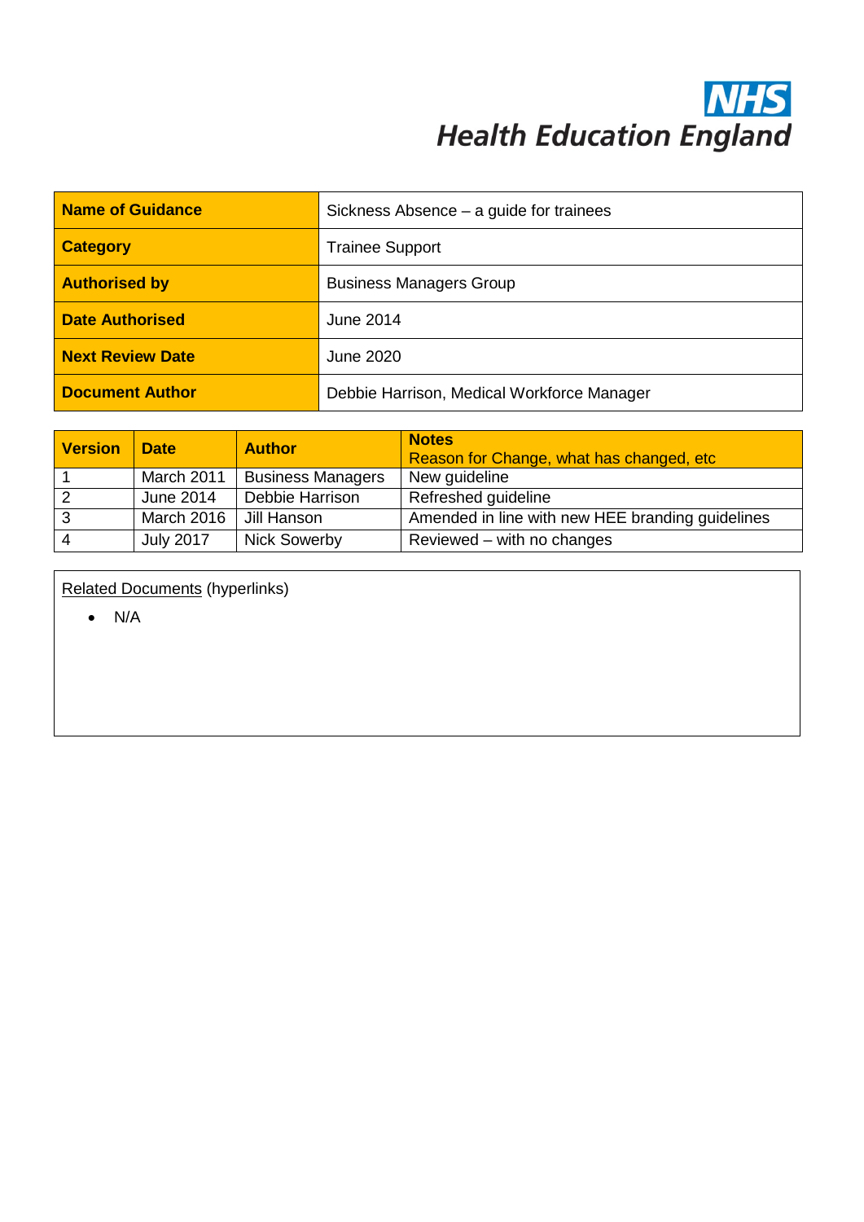NHS
Health Education England

| Name of Guidance | Sickness Absence – a guide for trainees |
| --- | --- |
| Category | Trainee Support |
| Authorised by | Business Managers Group |
| Date Authorised | June 2014 |
| Next Review Date | June 2020 |
| Document Author | Debbie Harrison, Medical Workforce Manager |

| Version | Date | Author | Notes<br>Reason for Change, what has changed, etc |
| --- | --- | --- | --- |
| 1 | March 2011 | Business Managers | New guideline |
| 2 | June 2014 | Debbie Harrison | Refreshed guideline |
| 3 | March 2016 | Jill Hanson | Amended in line with new HEE branding guidelines |
| 4 | July 2017 | Nick Sowerby | Reviewed – with no changes |

Related Documents (hyperlinks)

- N/A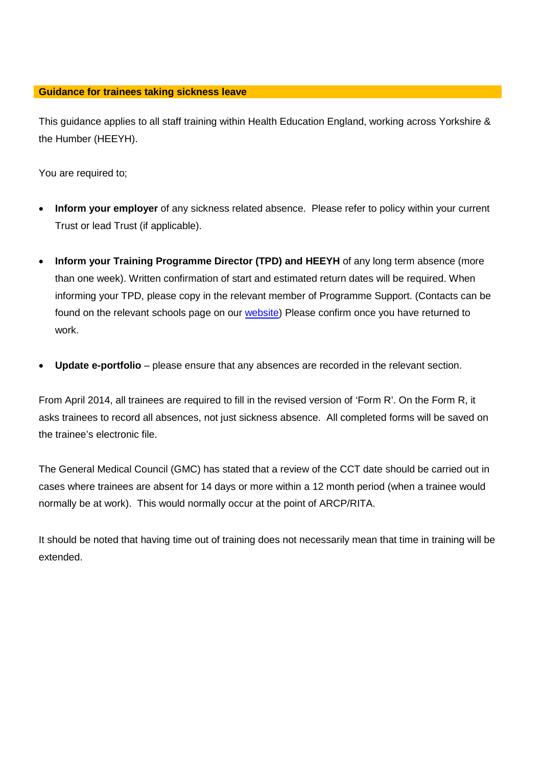## Guidance for trainees taking sickness leave

This guidance applies to all staff training within Health Education England, working across Yorkshire & the Humber (HEEYH).

You are required to;

- **Inform your employer** of any sickness related absence. Please refer to policy within your current Trust or lead Trust (if applicable).

- **Inform your Training Programme Director (TPD) and HEEYH** of any long term absence (more than one week). Written confirmation of start and estimated return dates will be required. When informing your TPD, please copy in the relevant member of Programme Support. (Contacts can be found on the relevant schools page on our website) Please confirm once you have returned to work.

- **Update e-portfolio** – please ensure that any absences are recorded in the relevant section.

From April 2014, all trainees are required to fill in the revised version of 'Form R'. On the Form R, it asks trainees to record all absences, not just sickness absence. All completed forms will be saved on the trainee's electronic file.

The General Medical Council (GMC) has stated that a review of the CCT date should be carried out in cases where trainees are absent for 14 days or more within a 12 month period (when a trainee would normally be at work). This would normally occur at the point of ARCP/RITA.

It should be noted that having time out of training does not necessarily mean that time in training will be extended.